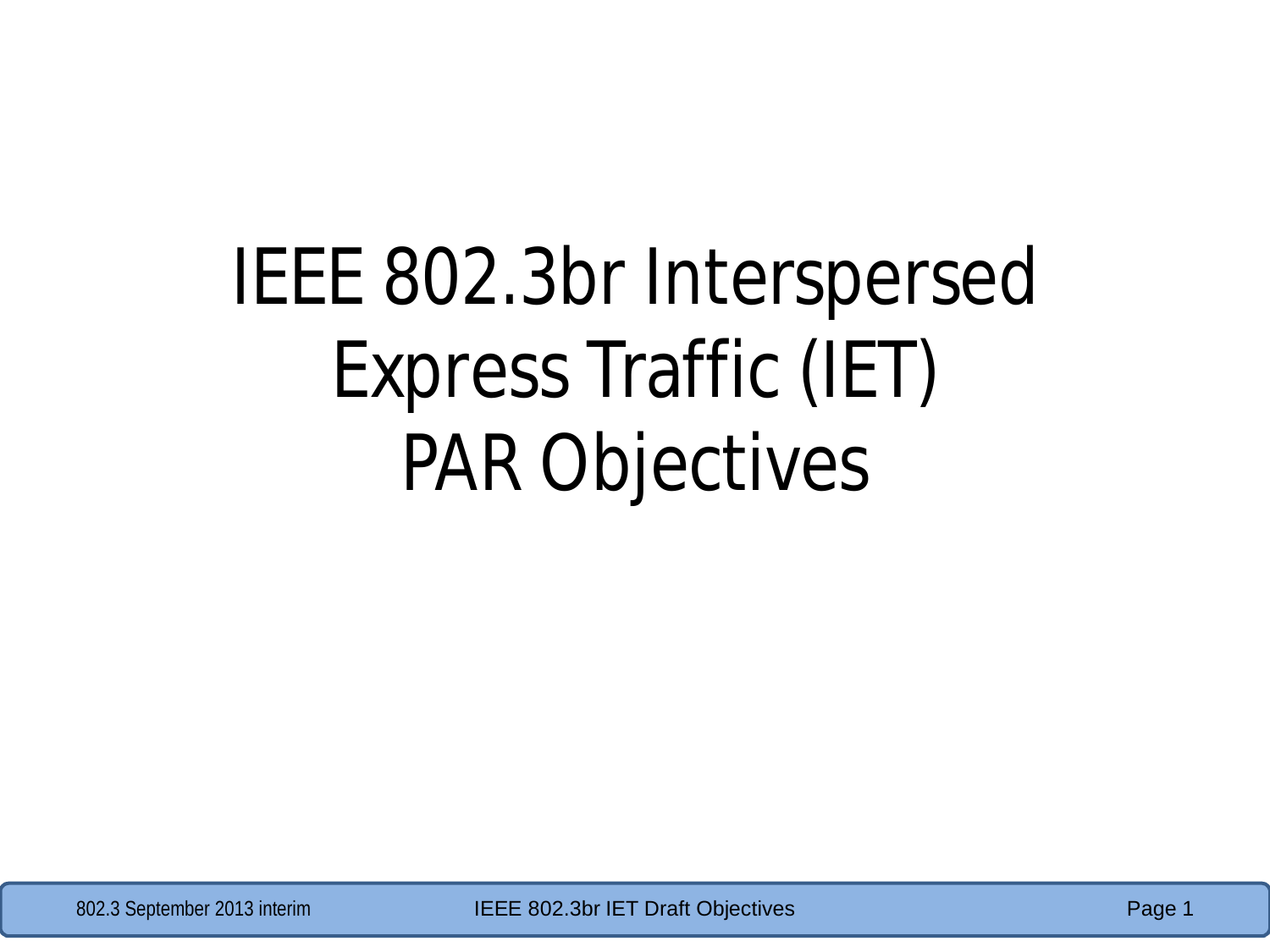# IEEE 802.3br Interspersed Express Traffic (IET) PAR Objectives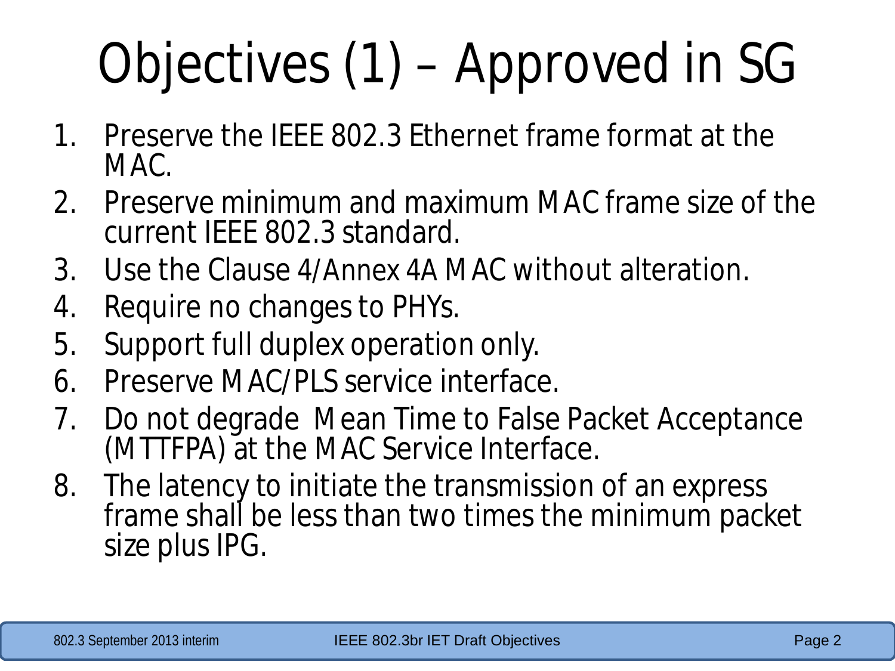# Objectives (1) – Approved in SG

1. Preserve the IEEE 802.3 Ethernet frame format at the MAC.
2. Preserve minimum and maximum MAC frame size of the current IEEE 802.3 standard.
3. Use the Clause 4/Annex 4A MAC without alteration.
4. Require no changes to PHYs.
5. Support full duplex operation only.
6. Preserve MAC/PLS service interface.
7. Do not degrade Mean Time to False Packet Acceptance (MTTFPA) at the MAC Service Interface.
8. The latency to initiate the transmission of an express frame shall be less than two times the minimum packet size plus IPG.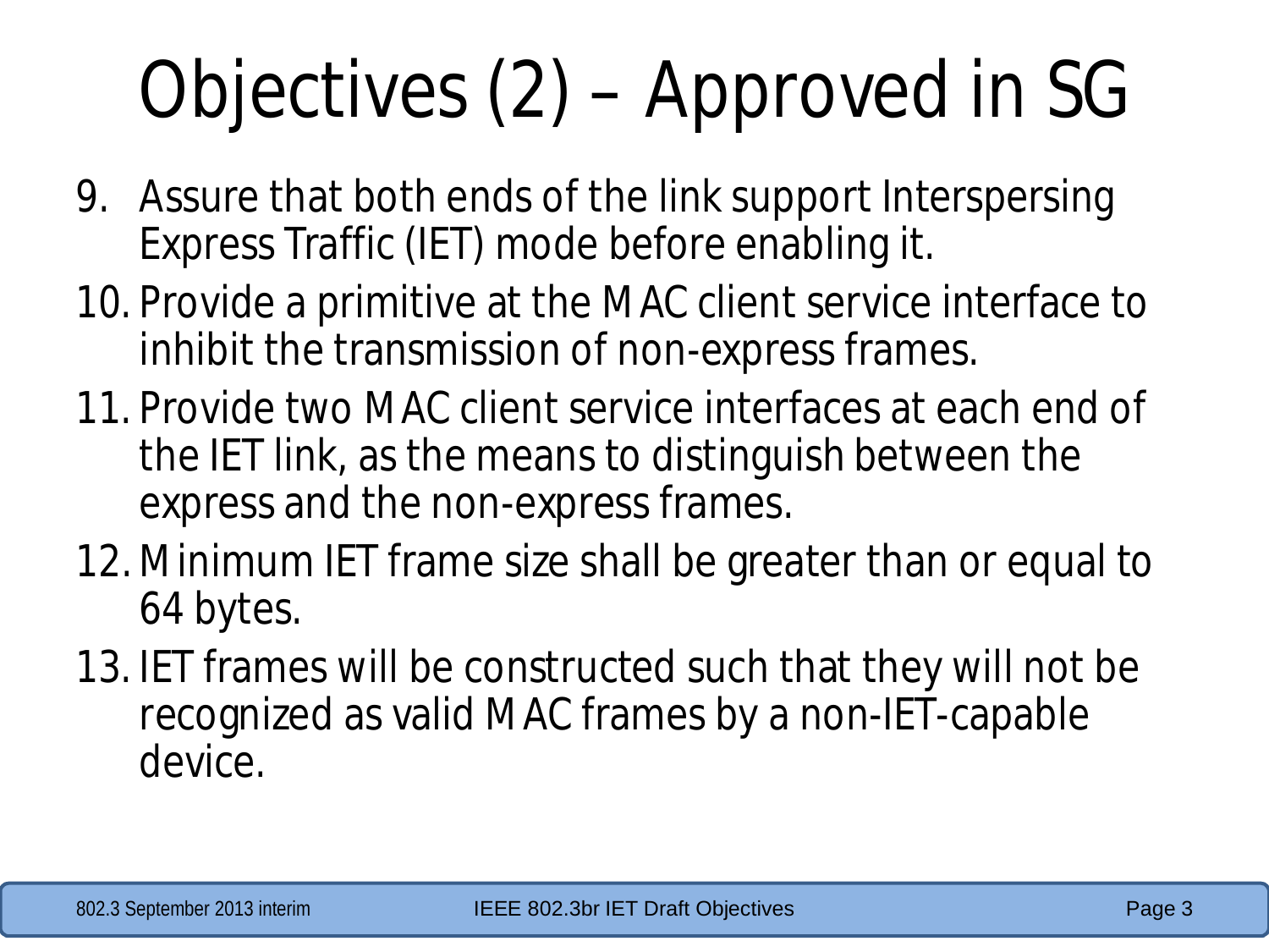# Objectives (2) – Approved in SG

9. Assure that both ends of the link support Interspersing Express Traffic (IET) mode before enabling it.
10. Provide a primitive at the MAC client service interface to inhibit the transmission of non-express frames.
11. Provide two MAC client service interfaces at each end of the IET link, as the means to distinguish between the express and the non-express frames.
12. Minimum IET frame size shall be greater than or equal to 64 bytes.
13. IET frames will be constructed such that they will not be recognized as valid MAC frames by a non-IET-capable device.